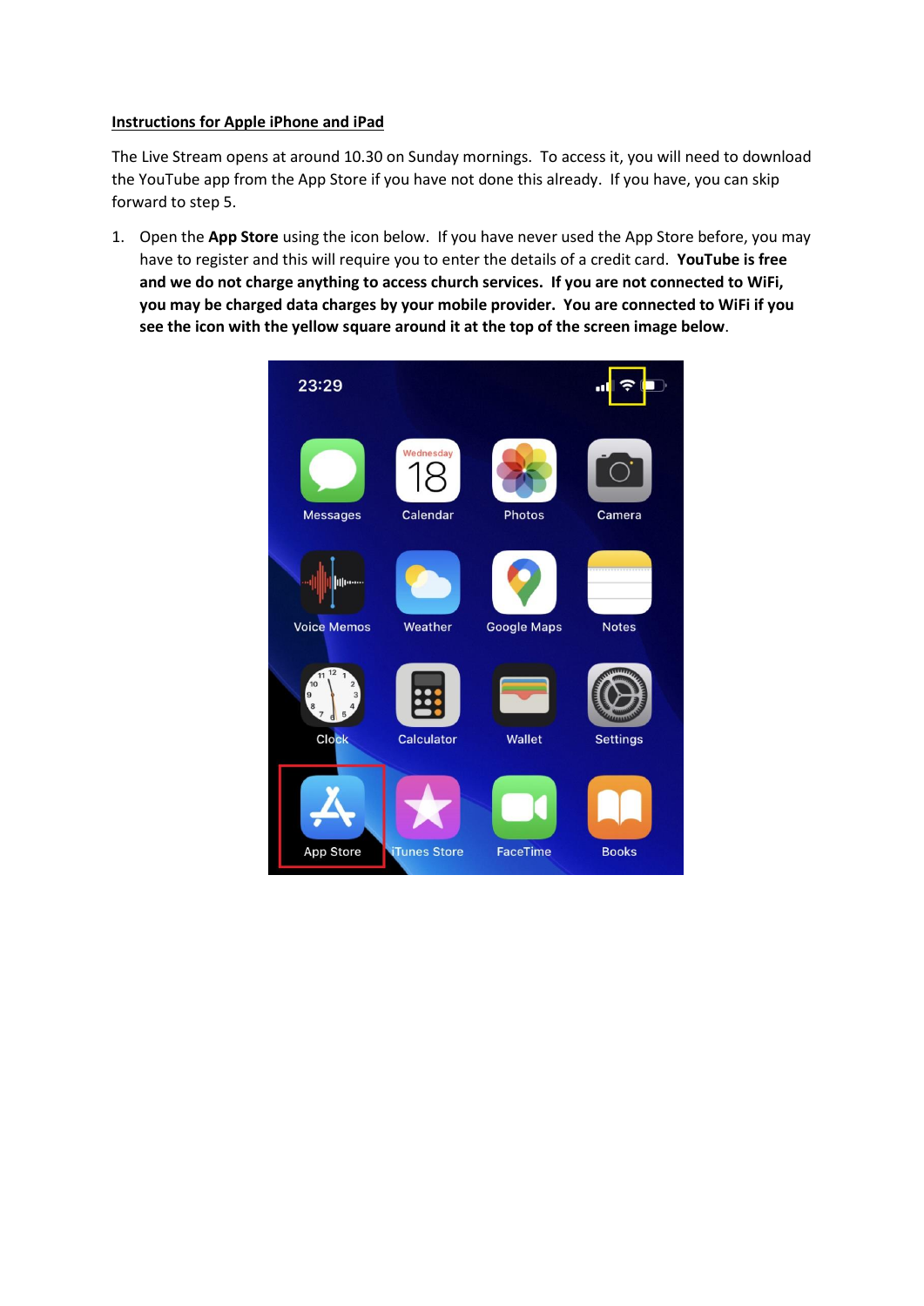**Instructions for Apple iPhone and iPad**

The Live Stream opens at around 10.30 on Sunday mornings. To access it, you will need to download the YouTube app from the App Store if you have not done this already. If you have, you can skip forward to step 5.

1. Open the **App Store** using the icon below. If you have never used the App Store before, you may have to register and this will require you to enter the details of a credit card. **YouTube is free and we do not charge anything to access church services. If you are not connected to WiFi, you may be charged data charges by your mobile provider. You are connected to WiFi if you see the icon with the yellow square around it at the top of the screen image below**.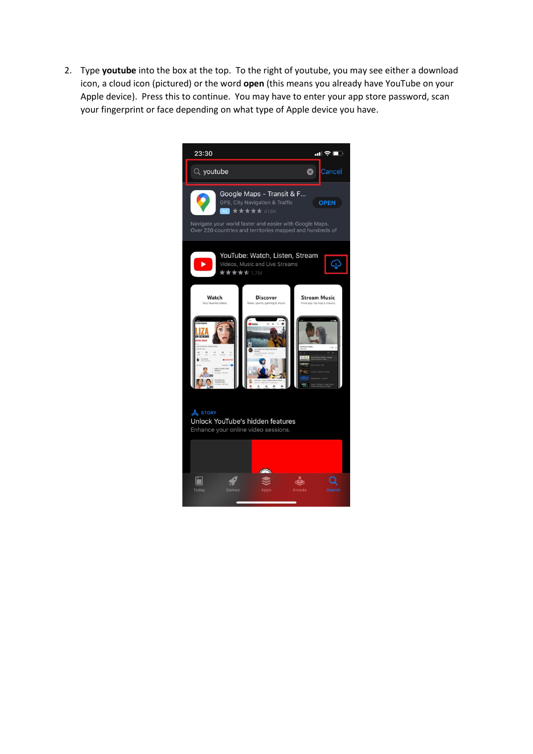2. Type **youtube** into the box at the top. To the right of youtube, you may see either a download icon, a cloud icon (pictured) or the word **open** (this means you already have YouTube on your Apple device). Press this to continue. You may have to enter your app store password, scan your fingerprint or face depending on what type of Apple device you have.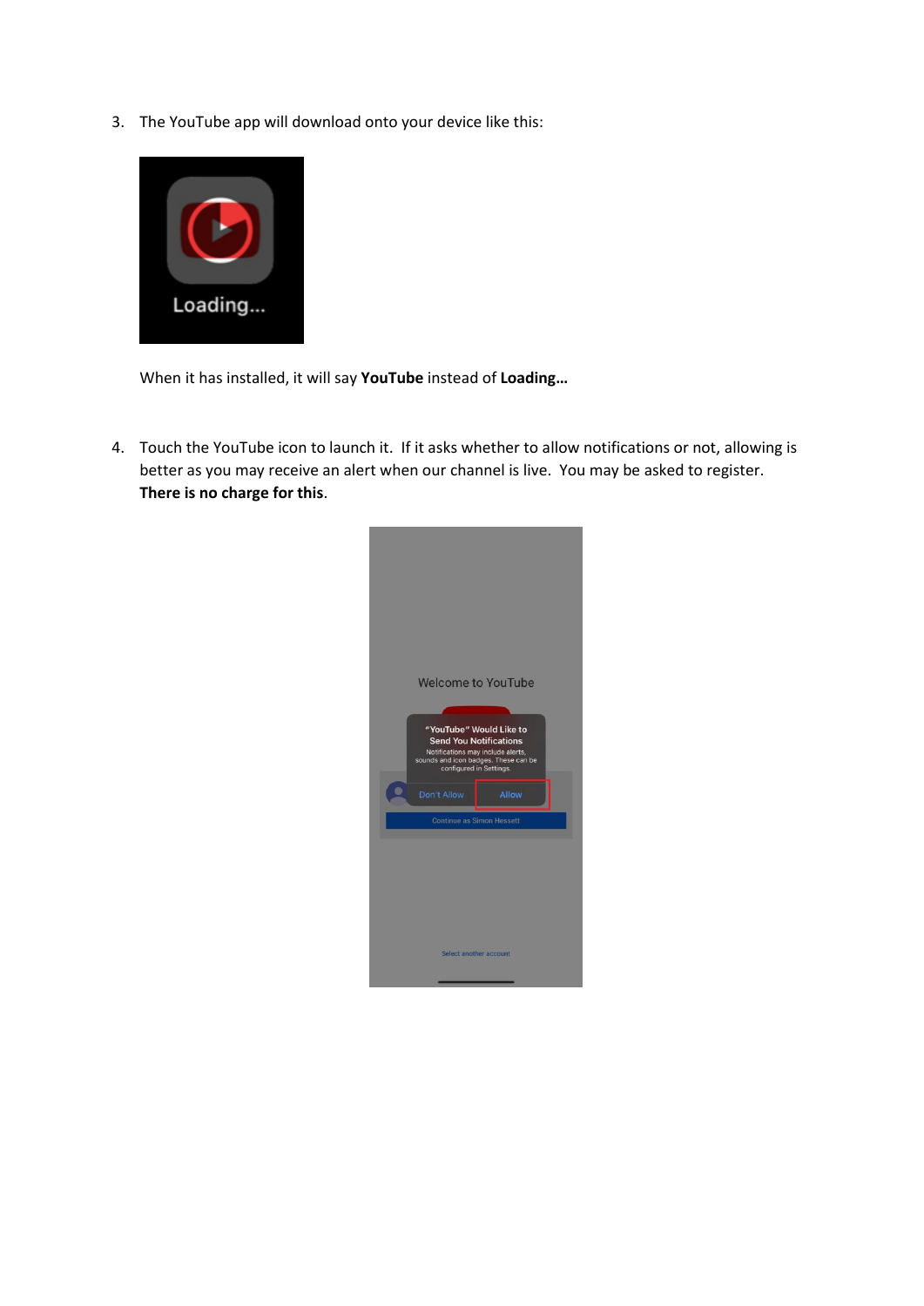3. The YouTube app will download onto your device like this:

   When it has installed, it will say **YouTube** instead of **Loading…**

4. Touch the YouTube icon to launch it. If it asks whether to allow notifications or not, allowing is better as you may receive an alert when our channel is live. You may be asked to register. **There is no charge for this**.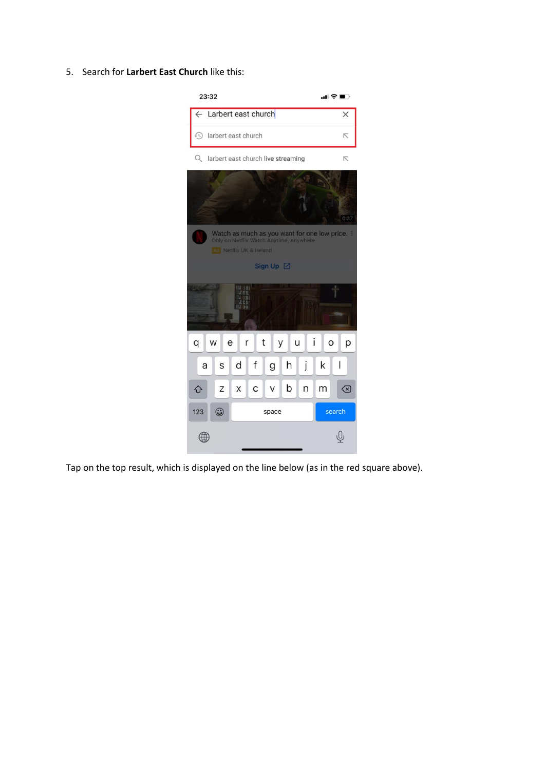5. Search for **Larbert East Church** like this:

Tap on the top result, which is displayed on the line below (as in the red square above).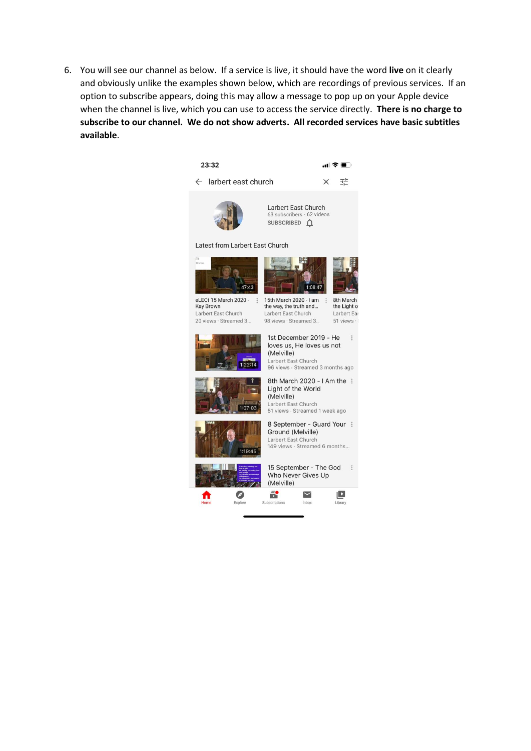6. You will see our channel as below. If a service is live, it should have the word **live** on it clearly and obviously unlike the examples shown below, which are recordings of previous services. If an option to subscribe appears, doing this may allow a message to pop up on your Apple device when the channel is live, which you can use to access the service directly. **There is no charge to subscribe to our channel. We do not show adverts. All recorded services have basic subtitles available**.